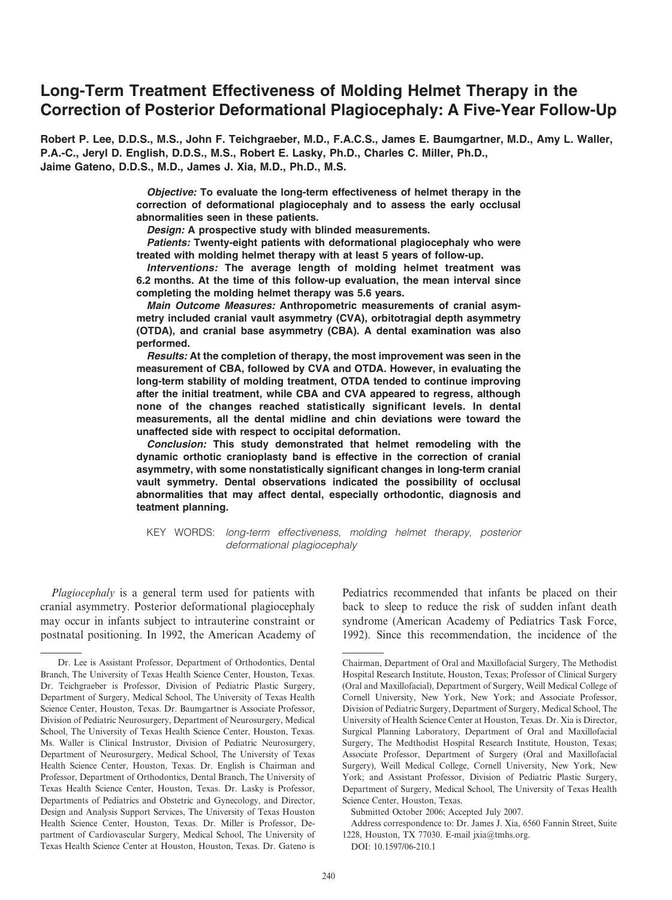# Long-Term Treatment Effectiveness of Molding Helmet Therapy in the Correction of Posterior Deformational Plagiocephaly: A Five-Year Follow-Up

**Robert P. Lee, D.D.S., M.S., John F. Teichgraeber, M.D., F.A.C.S., James E. Baumgartner, M.D., Amy L. Waller, P.A.-C., Jeryl D. English, D.D.S., M.S., Robert E. Lasky, Ph.D., Charles C. Miller, Ph.D., Jaime Gateno, D.D.S., M.D., James J. Xia, M.D., Ph.D., M.S.**

***Objective:*** **To evaluate the long-term effectiveness of helmet therapy in the correction of deformational plagiocephaly and to assess the early occlusal abnormalities seen in these patients.**

***Design:*** **A prospective study with blinded measurements.**

***Patients:*** **Twenty-eight patients with deformational plagiocephaly who were treated with molding helmet therapy with at least 5 years of follow-up.**

***Interventions:*** **The average length of molding helmet treatment was 6.2 months. At the time of this follow-up evaluation, the mean interval since completing the molding helmet therapy was 5.6 years.**

***Main Outcome Measures:*** **Anthropometric measurements of cranial asymmetry included cranial vault asymmetry (CVA), orbitotragial depth asymmetry (OTDA), and cranial base asymmetry (CBA). A dental examination was also performed.**

***Results:*** **At the completion of therapy, the most improvement was seen in the measurement of CBA, followed by CVA and OTDA. However, in evaluating the long-term stability of molding treatment, OTDA tended to continue improving after the initial treatment, while CBA and CVA appeared to regress, although none of the changes reached statistically significant levels. In dental measurements, all the dental midline and chin deviations were toward the unaffected side with respect to occipital deformation.**

***Conclusion:*** **This study demonstrated that helmet remodeling with the dynamic orthotic cranioplasty band is effective in the correction of cranial asymmetry, with some nonstatistically significant changes in long-term cranial vault symmetry. Dental observations indicated the possibility of occlusal abnormalities that may affect dental, especially orthodontic, diagnosis and teatment planning.**

KEY WORDS: *long-term effectiveness, molding helmet therapy, posterior deformational plagiocephaly*

*Plagiocephaly* is a general term used for patients with cranial asymmetry. Posterior deformational plagiocephaly may occur in infants subject to intrauterine constraint or postnatal positioning. In 1992, the American Academy of Pediatrics recommended that infants be placed on their back to sleep to reduce the risk of sudden infant death syndrome (American Academy of Pediatrics Task Force, 1992). Since this recommendation, the incidence of the

---

Dr. Lee is Assistant Professor, Department of Orthodontics, Dental Branch, The University of Texas Health Science Center, Houston, Texas. Dr. Teichgraeber is Professor, Division of Pediatric Plastic Surgery, Department of Surgery, Medical School, The University of Texas Health Science Center, Houston, Texas. Dr. Baumgartner is Associate Professor, Division of Pediatric Neurosurgery, Department of Neurosurgery, Medical School, The University of Texas Health Science Center, Houston, Texas. Ms. Waller is Clinical Instrustor, Division of Pediatric Neurosurgery, Department of Neurosurgery, Medical School, The University of Texas Health Science Center, Houston, Texas. Dr. English is Chairman and Professor, Department of Orthodontics, Dental Branch, The University of Texas Health Science Center, Houston, Texas. Dr. Lasky is Professor, Departments of Pediatrics and Obstetric and Gynecology, and Director, Design and Analysis Support Services, The University of Texas Houston Health Science Center, Houston, Texas. Dr. Miller is Professor, Department of Cardiovascular Surgery, Medical School, The University of Texas Health Science Center at Houston, Houston, Texas. Dr. Gateno is Chairman, Department of Oral and Maxillofacial Surgery, The Methodist Hospital Research Institute, Houston, Texas; Professor of Clinical Surgery (Oral and Maxillofacial), Department of Surgery, Weill Medical College of Cornell University, New York, New York; and Associate Professor, Division of Pediatric Surgery, Department of Surgery, Medical School, The University of Health Science Center at Houston, Texas. Dr. Xia is Director, Surgical Planning Laboratory, Department of Oral and Maxillofacial Surgery, The Medthodist Hospital Research Institute, Houston, Texas; Associate Professor, Department of Surgery (Oral and Maxillofacial Surgery), Weill Medical College, Cornell University, New York, New York; and Assistant Professor, Division of Pediatric Plastic Surgery, Department of Surgery, Medical School, The University of Texas Health Science Center, Houston, Texas.

Submitted October 2006; Accepted July 2007.

Address correspondence to: Dr. James J. Xia, 6560 Fannin Street, Suite 1228, Houston, TX 77030. E-mail jxia@tmhs.org.

DOI: 10.1597/06-210.1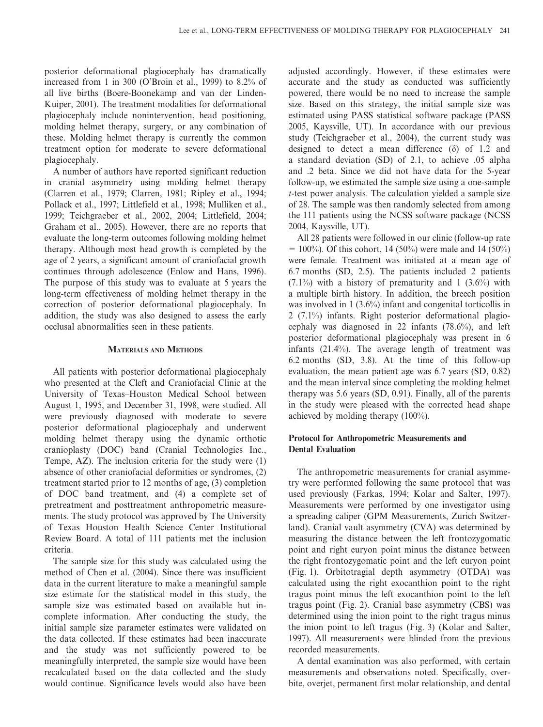posterior deformational plagiocephaly has dramatically increased from 1 in 300 (O'Broin et al., 1999) to 8.2% of all live births (Boere-Boonekamp and van der Linden-Kuiper, 2001). The treatment modalities for deformational plagiocephaly include nonintervention, head positioning, molding helmet therapy, surgery, or any combination of these. Molding helmet therapy is currently the common treatment option for moderate to severe deformational plagiocephaly.

A number of authors have reported significant reduction in cranial asymmetry using molding helmet therapy (Clarren et al., 1979; Clarren, 1981; Ripley et al., 1994; Pollack et al., 1997; Littlefield et al., 1998; Mulliken et al., 1999; Teichgraeber et al., 2002, 2004; Littlefield, 2004; Graham et al., 2005). However, there are no reports that evaluate the long-term outcomes following molding helmet therapy. Although most head growth is completed by the age of 2 years, a significant amount of craniofacial growth continues through adolescence (Enlow and Hans, 1996). The purpose of this study was to evaluate at 5 years the long-term effectiveness of molding helmet therapy in the correction of posterior deformational plagiocephaly. In addition, the study was also designed to assess the early occlusal abnormalities seen in these patients.

## Materials and Methods

All patients with posterior deformational plagiocephaly who presented at the Cleft and Craniofacial Clinic at the University of Texas–Houston Medical School between August 1, 1995, and December 31, 1998, were studied. All were previously diagnosed with moderate to severe posterior deformational plagiocephaly and underwent molding helmet therapy using the dynamic orthotic cranioplasty (DOC) band (Cranial Technologies Inc., Tempe, AZ). The inclusion criteria for the study were (1) absence of other craniofacial deformities or syndromes, (2) treatment started prior to 12 months of age, (3) completion of DOC band treatment, and (4) a complete set of pretreatment and posttreatment anthropometric measurements. The study protocol was approved by The University of Texas Houston Health Science Center Institutional Review Board. A total of 111 patients met the inclusion criteria.

The sample size for this study was calculated using the method of Chen et al. (2004). Since there was insufficient data in the current literature to make a meaningful sample size estimate for the statistical model in this study, the sample size was estimated based on available but incomplete information. After conducting the study, the initial sample size parameter estimates were validated on the data collected. If these estimates had been inaccurate and the study was not sufficiently powered to be meaningfully interpreted, the sample size would have been recalculated based on the data collected and the study would continue. Significance levels would also have been adjusted accordingly. However, if these estimates were accurate and the study as conducted was sufficiently powered, there would be no need to increase the sample size. Based on this strategy, the initial sample size was estimated using PASS statistical software package (PASS 2005, Kaysville, UT). In accordance with our previous study (Teichgraeber et al., 2004), the current study was designed to detect a mean difference ($\delta$) of 1.2 and a standard deviation (SD) of 2.1, to achieve .05 alpha and .2 beta. Since we did not have data for the 5-year follow-up, we estimated the sample size using a one-sample $t$-test power analysis. The calculation yielded a sample size of 28. The sample was then randomly selected from among the 111 patients using the NCSS software package (NCSS 2004, Kaysville, UT).

All 28 patients were followed in our clinic (follow-up rate = 100%). Of this cohort, 14 (50%) were male and 14 (50%) were female. Treatment was initiated at a mean age of 6.7 months (SD, 2.5). The patients included 2 patients (7.1%) with a history of prematurity and 1 (3.6%) with a multiple birth history. In addition, the breech position was involved in 1 (3.6%) infant and congenital torticollis in 2 (7.1%) infants. Right posterior deformational plagiocephaly was diagnosed in 22 infants (78.6%), and left posterior deformational plagiocephaly was present in 6 infants (21.4%). The average length of treatment was 6.2 months (SD, 3.8). At the time of this follow-up evaluation, the mean patient age was 6.7 years (SD, 0.82) and the mean interval since completing the molding helmet therapy was 5.6 years (SD, 0.91). Finally, all of the parents in the study were pleased with the corrected head shape achieved by molding therapy (100%).

### Protocol for Anthropometric Measurements and Dental Evaluation

The anthropometric measurements for cranial asymmetry were performed following the same protocol that was used previously (Farkas, 1994; Kolar and Salter, 1997). Measurements were performed by one investigator using a spreading caliper (GPM Measurements, Zurich Switzerland). Cranial vault asymmetry (CVA) was determined by measuring the distance between the left frontozygomatic point and right euryon point minus the distance between the right frontozygomatic point and the left euryon point (Fig. 1). Orbitotragial depth asymmetry (OTDA) was calculated using the right exocanthion point to the right tragus point minus the left exocanthion point to the left tragus point (Fig. 2). Cranial base asymmetry (CBS) was determined using the inion point to the right tragus minus the inion point to left tragus (Fig. 3) (Kolar and Salter, 1997). All measurements were blinded from the previous recorded measurements.

A dental examination was also performed, with certain measurements and observations noted. Specifically, overbite, overjet, permanent first molar relationship, and dental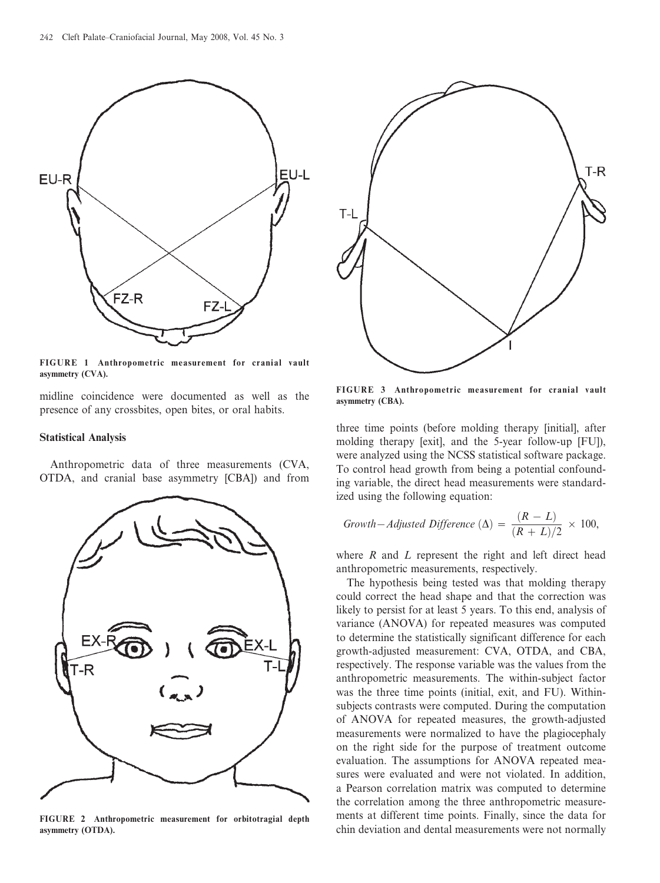FIGURE 1 Anthropometric measurement for cranial vault asymmetry (CVA).

midline coincidence were documented as well as the presence of any crossbites, open bites, or oral habits.

### Statistical Analysis

Anthropometric data of three measurements (CVA, OTDA, and cranial base asymmetry [CBA]) and from three time points (before molding therapy [initial], after molding therapy [exit], and the 5-year follow-up [FU]), were analyzed using the NCSS statistical software package. To control head growth from being a potential confounding variable, the direct head measurements were standardized using the following equation:

FIGURE 2 Anthropometric measurement for orbitotragial depth asymmetry (OTDA).

FIGURE 3 Anthropometric measurement for cranial vault asymmetry (CBA).

$$Growth-Adjusted\ Difference\ (\Delta) = \frac{(R - L)}{(R + L)/2} \times 100,$$

where $R$ and $L$ represent the right and left direct head anthropometric measurements, respectively.

The hypothesis being tested was that molding therapy could correct the head shape and that the correction was likely to persist for at least 5 years. To this end, analysis of variance (ANOVA) for repeated measures was computed to determine the statistically significant difference for each growth-adjusted measurement: CVA, OTDA, and CBA, respectively. The response variable was the values from the anthropometric measurements. The within-subject factor was the three time points (initial, exit, and FU). Within-subjects contrasts were computed. During the computation of ANOVA for repeated measures, the growth-adjusted measurements were normalized to have the plagiocephaly on the right side for the purpose of treatment outcome evaluation. The assumptions for ANOVA repeated measures were evaluated and were not violated. In addition, a Pearson correlation matrix was computed to determine the correlation among the three anthropometric measurements at different time points. Finally, since the data for chin deviation and dental measurements were not normally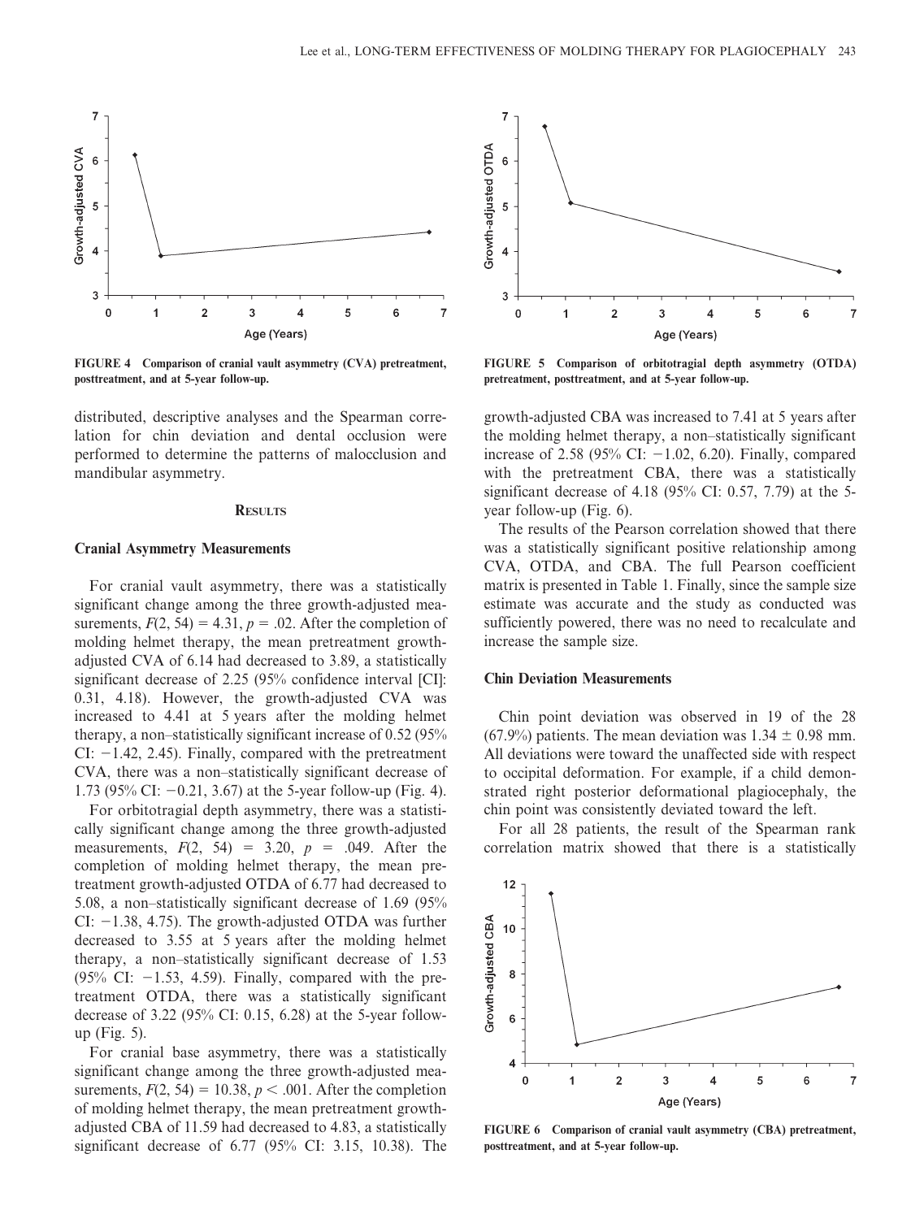distributed, descriptive analyses and the Spearman correlation for chin deviation and dental occlusion were performed to determine the patterns of malocclusion and mandibular asymmetry.

## Results

### Cranial Asymmetry Measurements

For cranial vault asymmetry, there was a statistically significant change among the three growth-adjusted measurements, $F(2, 54) = 4.31$, $p = .02$. After the completion of molding helmet therapy, the mean pretreatment growth-adjusted CVA of 6.14 had decreased to 3.89, a statistically significant decrease of 2.25 (95% confidence interval [CI]: 0.31, 4.18). However, the growth-adjusted CVA was increased to 4.41 at 5 years after the molding helmet therapy, a non–statistically significant increase of 0.52 (95% CI: −1.42, 2.45). Finally, compared with the pretreatment CVA, there was a non–statistically significant decrease of 1.73 (95% CI: −0.21, 3.67) at the 5-year follow-up (Fig. 4).

For orbitotragial depth asymmetry, there was a statistically significant change among the three growth-adjusted measurements, $F(2, 54) = 3.20$, $p = .049$. After the completion of molding helmet therapy, the mean pretreatment growth-adjusted OTDA of 6.77 had decreased to 5.08, a non–statistically significant decrease of 1.69 (95% CI: −1.38, 4.75). The growth-adjusted OTDA was further decreased to 3.55 at 5 years after the molding helmet therapy, a non–statistically significant decrease of 1.53 (95% CI: −1.53, 4.59). Finally, compared with the pretreatment OTDA, there was a statistically significant decrease of 3.22 (95% CI: 0.15, 6.28) at the 5-year follow-up (Fig. 5).

For cranial base asymmetry, there was a statistically significant change among the three growth-adjusted measurements, $F(2, 54) = 10.38$, $p < .001$. After the completion of molding helmet therapy, the mean pretreatment growth-adjusted CBA of 11.59 had decreased to 4.83, a statistically significant decrease of 6.77 (95% CI: 3.15, 10.38). The growth-adjusted CBA was increased to 7.41 at 5 years after the molding helmet therapy, a non–statistically significant increase of 2.58 (95% CI: −1.02, 6.20). Finally, compared with the pretreatment CBA, there was a statistically significant decrease of 4.18 (95% CI: 0.57, 7.79) at the 5-year follow-up (Fig. 6).

The results of the Pearson correlation showed that there was a statistically significant positive relationship among CVA, OTDA, and CBA. The full Pearson coefficient matrix is presented in Table 1. Finally, since the sample size estimate was accurate and the study as conducted was sufficiently powered, there was no need to recalculate and increase the sample size.

### Chin Deviation Measurements

Chin point deviation was observed in 19 of the 28 (67.9%) patients. The mean deviation was $1.34 \pm 0.98$ mm. All deviations were toward the unaffected side with respect to occipital deformation. For example, if a child demonstrated right posterior deformational plagiocephaly, the chin point was consistently deviated toward the left.

For all 28 patients, the result of the Spearman rank correlation matrix showed that there is a statistically

**FIGURE 4** Comparison of cranial vault asymmetry (CVA) pretreatment, posttreatment, and at 5-year follow-up.

**FIGURE 5** Comparison of orbitotragial depth asymmetry (OTDA) pretreatment, posttreatment, and at 5-year follow-up.

**FIGURE 6** Comparison of cranial vault asymmetry (CBA) pretreatment, posttreatment, and at 5-year follow-up.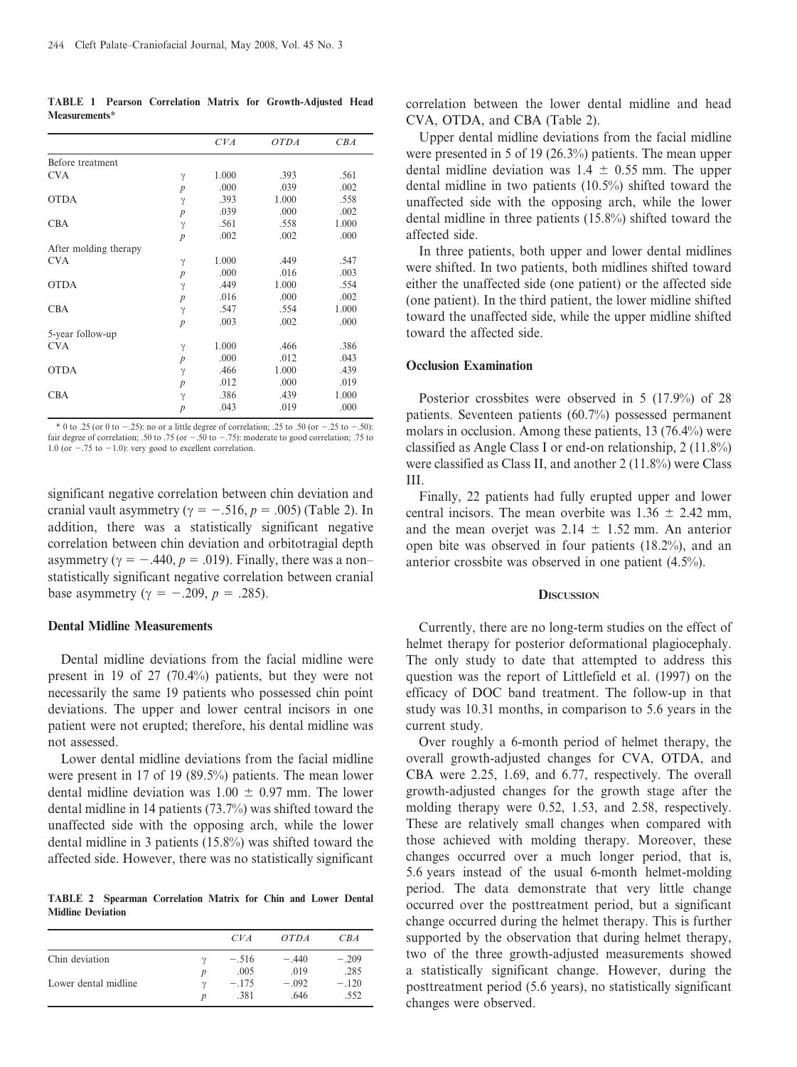**TABLE 1 Pearson Correlation Matrix for Growth-Adjusted Head Measurements***

| | | *CVA* | *OTDA* | *CBA* |
|---|---|---|---|---|
| Before treatment | | | | |
| CVA | $\gamma$ | 1.000 | .393 | .561 |
| | $p$ | .000 | .039 | .002 |
| OTDA | $\gamma$ | .393 | 1.000 | .558 |
| | $p$ | .039 | .000 | .002 |
| CBA | $\gamma$ | .561 | .558 | 1.000 |
| | $p$ | .002 | .002 | .000 |
| After molding therapy | | | | |
| CVA | $\gamma$ | 1.000 | .449 | .547 |
| | $p$ | .000 | .016 | .003 |
| OTDA | $\gamma$ | .449 | 1.000 | .554 |
| | $p$ | .016 | .000 | .002 |
| CBA | $\gamma$ | .547 | .554 | 1.000 |
| | $p$ | .003 | .002 | .000 |
| 5-year follow-up | | | | |
| CVA | $\gamma$ | 1.000 | .466 | .386 |
| | $p$ | .000 | .012 | .043 |
| OTDA | $\gamma$ | .466 | 1.000 | .439 |
| | $p$ | .012 | .000 | .019 |
| CBA | $\gamma$ | .386 | .439 | 1.000 |
| | $p$ | .043 | .019 | .000 |

* 0 to .25 (or 0 to −.25): no or a little degree of correlation; .25 to .50 (or −.25 to −.50): fair degree of correlation; .50 to .75 (or −.50 to −.75): moderate to good correlation; .75 to 1.0 (or −.75 to −1.0): very good to excellent correlation.

significant negative correlation between chin deviation and cranial vault asymmetry ($\gamma = -.516$, $p = .005$) (Table 2). In addition, there was a statistically significant negative correlation between chin deviation and orbitotragial depth asymmetry ($\gamma = -.440$, $p = .019$). Finally, there was a non–statistically significant negative correlation between cranial base asymmetry ($\gamma = -.209$, $p = .285$).

### Dental Midline Measurements

Dental midline deviations from the facial midline were present in 19 of 27 (70.4%) patients, but they were not necessarily the same 19 patients who possessed chin point deviations. The upper and lower central incisors in one patient were not erupted; therefore, his dental midline was not assessed.

Lower dental midline deviations from the facial midline were present in 17 of 19 (89.5%) patients. The mean lower dental midline deviation was 1.00 ± 0.97 mm. The lower dental midline in 14 patients (73.7%) was shifted toward the unaffected side with the opposing arch, while the lower dental midline in 3 patients (15.8%) was shifted toward the affected side. However, there was no statistically significant correlation between the lower dental midline and head CVA, OTDA, and CBA (Table 2).

**TABLE 2 Spearman Correlation Matrix for Chin and Lower Dental Midline Deviation**

| | | *CVA* | *OTDA* | *CBA* |
|---|---|---|---|---|
| Chin deviation | $\gamma$ | −.516 | −.440 | −.209 |
| | $p$ | .005 | .019 | .285 |
| Lower dental midline | $\gamma$ | −.175 | −.092 | −.120 |
| | $p$ | .381 | .646 | .552 |

Upper dental midline deviations from the facial midline were presented in 5 of 19 (26.3%) patients. The mean upper dental midline deviation was 1.4 ± 0.55 mm. The upper dental midline in two patients (10.5%) shifted toward the unaffected side with the opposing arch, while the lower dental midline in three patients (15.8%) shifted toward the affected side.

In three patients, both upper and lower dental midlines were shifted. In two patients, both midlines shifted toward either the unaffected side (one patient) or the affected side (one patient). In the third patient, the lower midline shifted toward the unaffected side, while the upper midline shifted toward the affected side.

### Occlusion Examination

Posterior crossbites were observed in 5 (17.9%) of 28 patients. Seventeen patients (60.7%) possessed permanent molars in occlusion. Among these patients, 13 (76.4%) were classified as Angle Class I or end-on relationship, 2 (11.8%) were classified as Class II, and another 2 (11.8%) were Class III.

Finally, 22 patients had fully erupted upper and lower central incisors. The mean overbite was 1.36 ± 2.42 mm, and the mean overjet was 2.14 ± 1.52 mm. An anterior open bite was observed in four patients (18.2%), and an anterior crossbite was observed in one patient (4.5%).

## Discussion

Currently, there are no long-term studies on the effect of helmet therapy for posterior deformational plagiocephaly. The only study to date that attempted to address this question was the report of Littlefield et al. (1997) on the efficacy of DOC band treatment. The follow-up in that study was 10.31 months, in comparison to 5.6 years in the current study.

Over roughly a 6-month period of helmet therapy, the overall growth-adjusted changes for CVA, OTDA, and CBA were 2.25, 1.69, and 6.77, respectively. The overall growth-adjusted changes for the growth stage after the molding therapy were 0.52, 1.53, and 2.58, respectively. These are relatively small changes when compared with those achieved with molding therapy. Moreover, these changes occurred over a much longer period, that is, 5.6 years instead of the usual 6-month helmet-molding period. The data demonstrate that very little change occurred over the posttreatment period, but a significant change occurred during the helmet therapy. This is further supported by the observation that during helmet therapy, two of the three growth-adjusted measurements showed a statistically significant change. However, during the posttreatment period (5.6 years), no statistically significant changes were observed.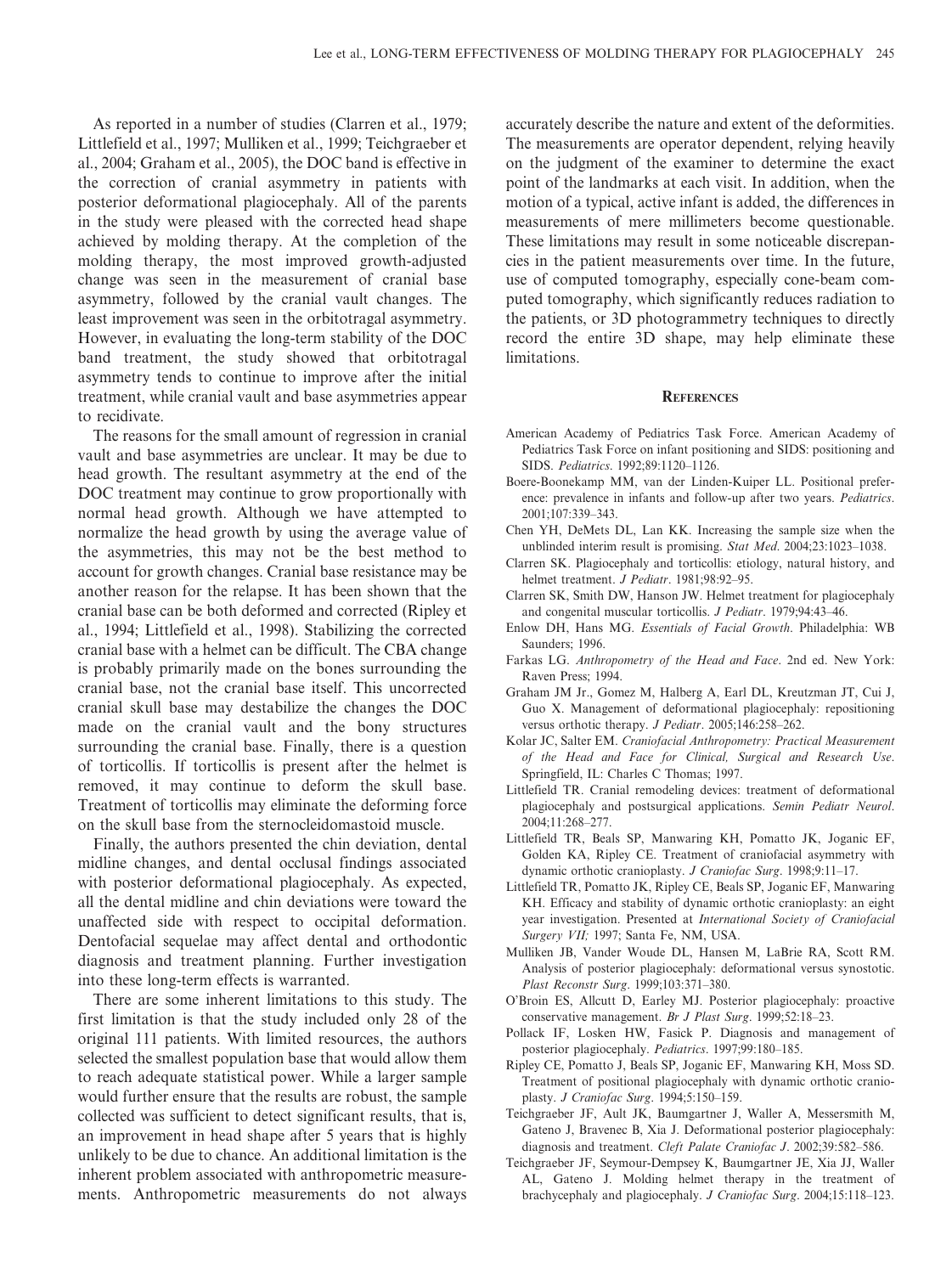As reported in a number of studies (Clarren et al., 1979; Littlefield et al., 1997; Mulliken et al., 1999; Teichgraeber et al., 2004; Graham et al., 2005), the DOC band is effective in the correction of cranial asymmetry in patients with posterior deformational plagiocephaly. All of the parents in the study were pleased with the corrected head shape achieved by molding therapy. At the completion of the molding therapy, the most improved growth-adjusted change was seen in the measurement of cranial base asymmetry, followed by the cranial vault changes. The least improvement was seen in the orbitotragal asymmetry. However, in evaluating the long-term stability of the DOC band treatment, the study showed that orbitotragal asymmetry tends to continue to improve after the initial treatment, while cranial vault and base asymmetries appear to recidivate.

The reasons for the small amount of regression in cranial vault and base asymmetries are unclear. It may be due to head growth. The resultant asymmetry at the end of the DOC treatment may continue to grow proportionally with normal head growth. Although we have attempted to normalize the head growth by using the average value of the asymmetries, this may not be the best method to account for growth changes. Cranial base resistance may be another reason for the relapse. It has been shown that the cranial base can be both deformed and corrected (Ripley et al., 1994; Littlefield et al., 1998). Stabilizing the corrected cranial base with a helmet can be difficult. The CBA change is probably primarily made on the bones surrounding the cranial base, not the cranial base itself. This uncorrected cranial skull base may destabilize the changes the DOC made on the cranial vault and the bony structures surrounding the cranial base. Finally, there is a question of torticollis. If torticollis is present after the helmet is removed, it may continue to deform the skull base. Treatment of torticollis may eliminate the deforming force on the skull base from the sternocleidomastoid muscle.

Finally, the authors presented the chin deviation, dental midline changes, and dental occlusal findings associated with posterior deformational plagiocephaly. As expected, all the dental midline and chin deviations were toward the unaffected side with respect to occipital deformation. Dentofacial sequelae may affect dental and orthodontic diagnosis and treatment planning. Further investigation into these long-term effects is warranted.

There are some inherent limitations to this study. The first limitation is that the study included only 28 of the original 111 patients. With limited resources, the authors selected the smallest population base that would allow them to reach adequate statistical power. While a larger sample would further ensure that the results are robust, the sample collected was sufficient to detect significant results, that is, an improvement in head shape after 5 years that is highly unlikely to be due to chance. An additional limitation is the inherent problem associated with anthropometric measurements. Anthropometric measurements do not always accurately describe the nature and extent of the deformities. The measurements are operator dependent, relying heavily on the judgment of the examiner to determine the exact point of the landmarks at each visit. In addition, when the motion of a typical, active infant is added, the differences in measurements of mere millimeters become questionable. These limitations may result in some noticeable discrepancies in the patient measurements over time. In the future, use of computed tomography, especially cone-beam computed tomography, which significantly reduces radiation to the patients, or 3D photogrammetry techniques to directly record the entire 3D shape, may help eliminate these limitations.

## References

American Academy of Pediatrics Task Force. American Academy of Pediatrics Task Force on infant positioning and SIDS: positioning and SIDS. *Pediatrics*. 1992;89:1120–1126.

Boere-Boonekamp MM, van der Linden-Kuiper LL. Positional preference: prevalence in infants and follow-up after two years. *Pediatrics*. 2001;107:339–343.

Chen YH, DeMets DL, Lan KK. Increasing the sample size when the unblinded interim result is promising. *Stat Med*. 2004;23:1023–1038.

Clarren SK. Plagiocephaly and torticollis: etiology, natural history, and helmet treatment. *J Pediatr*. 1981;98:92–95.

Clarren SK, Smith DW, Hanson JW. Helmet treatment for plagiocephaly and congenital muscular torticollis. *J Pediatr*. 1979;94:43–46.

Enlow DH, Hans MG. *Essentials of Facial Growth*. Philadelphia: WB Saunders; 1996.

Farkas LG. *Anthropometry of the Head and Face*. 2nd ed. New York: Raven Press; 1994.

Graham JM Jr., Gomez M, Halberg A, Earl DL, Kreutzman JT, Cui J, Guo X. Management of deformational plagiocephaly: repositioning versus orthotic therapy. *J Pediatr*. 2005;146:258–262.

Kolar JC, Salter EM. *Craniofacial Anthropometry: Practical Measurement of the Head and Face for Clinical, Surgical and Research Use*. Springfield, IL: Charles C Thomas; 1997.

Littlefield TR. Cranial remodeling devices: treatment of deformational plagiocephaly and postsurgical applications. *Semin Pediatr Neurol*. 2004;11:268–277.

Littlefield TR, Beals SP, Manwaring KH, Pomatto JK, Joganic EF, Golden KA, Ripley CE. Treatment of craniofacial asymmetry with dynamic orthotic cranioplasty. *J Craniofac Surg*. 1998;9:11–17.

Littlefield TR, Pomatto JK, Ripley CE, Beals SP, Joganic EF, Manwaring KH. Efficacy and stability of dynamic orthotic cranioplasty: an eight year investigation. Presented at *International Society of Craniofacial Surgery VII;* 1997; Santa Fe, NM, USA.

Mulliken JB, Vander Woude DL, Hansen M, LaBrie RA, Scott RM. Analysis of posterior plagiocephaly: deformational versus synostotic. *Plast Reconstr Surg*. 1999;103:371–380.

O'Broin ES, Allcutt D, Earley MJ. Posterior plagiocephaly: proactive conservative management. *Br J Plast Surg*. 1999;52:18–23.

Pollack IF, Losken HW, Fasick P. Diagnosis and management of posterior plagiocephaly. *Pediatrics*. 1997;99:180–185.

Ripley CE, Pomatto J, Beals SP, Joganic EF, Manwaring KH, Moss SD. Treatment of positional plagiocephaly with dynamic orthotic cranioplasty. *J Craniofac Surg*. 1994;5:150–159.

Teichgraeber JF, Ault JK, Baumgartner J, Waller A, Messersmith M, Gateno J, Bravenec B, Xia J. Deformational posterior plagiocephaly: diagnosis and treatment. *Cleft Palate Craniofac J*. 2002;39:582–586.

Teichgraeber JF, Seymour-Dempsey K, Baumgartner JE, Xia JJ, Waller AL, Gateno J. Molding helmet therapy in the treatment of brachycephaly and plagiocephaly. *J Craniofac Surg*. 2004;15:118–123.